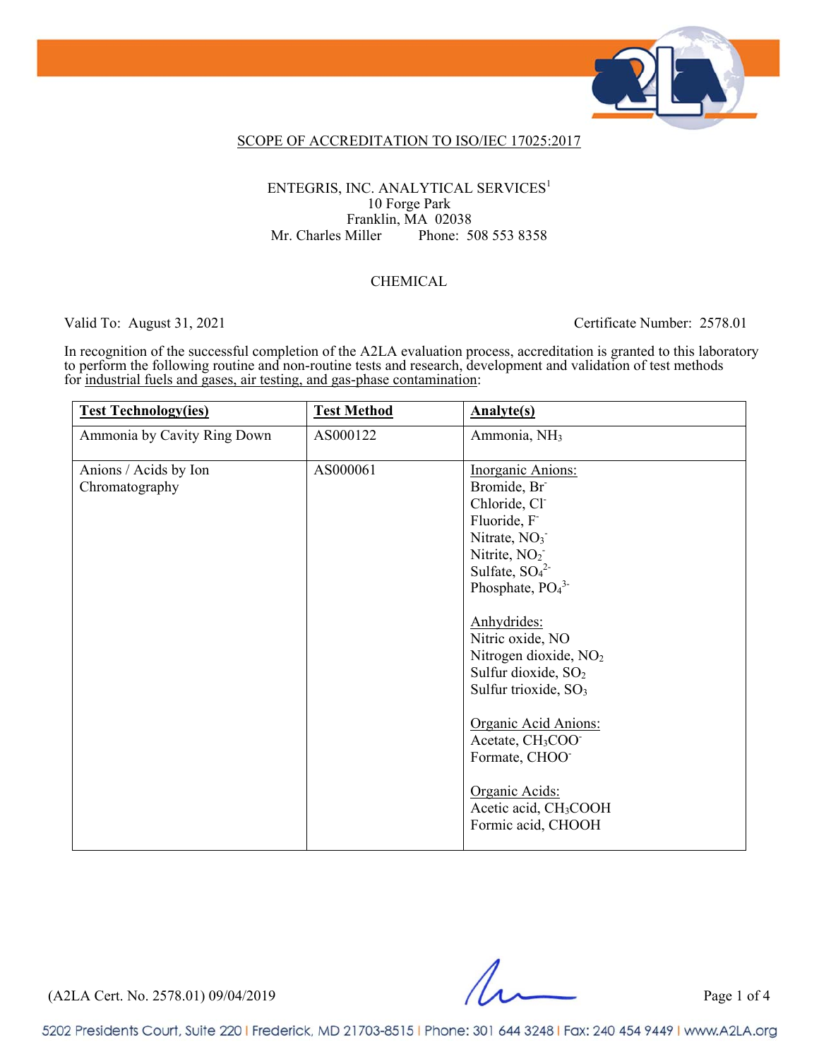# SCOPE OF ACCREDITATION TO ISO/IEC 17025:2017

ENTEGRIS, INC. ANALYTICAL SERVICES[1]
10 Forge Park
Franklin, MA 02038
Mr. Charles Miller Phone: 508 553 8358

## CHEMICAL

Valid To: August 31, 2021 Certificate Number: 2578.01

In recognition of the successful completion of the A2LA evaluation process, accreditation is granted to this laboratory to perform the following routine and non-routine tests and research, development and validation of test methods for industrial fuels and gases, air testing, and gas-phase contamination:

| Test Technology(ies) | Test Method | Analyte(s) |
|---|---|---|
| Ammonia by Cavity Ring Down | AS000122 | Ammonia, $NH_3$ |
| Anions / Acids by Ion Chromatography | AS000061 | Inorganic Anions:<br>Bromide, $Br^-$<br>Chloride, $Cl^-$<br>Fluoride, $F^-$<br>Nitrate, $NO_3^-$<br>Nitrite, $NO_2^-$<br>Sulfate, $SO_4^{2-}$<br>Phosphate, $PO_4^{3-}$<br><br>Anhydrides:<br>Nitric oxide, NO<br>Nitrogen dioxide, $NO_2$<br>Sulfur dioxide, $SO_2$<br>Sulfur trioxide, $SO_3$<br><br>Organic Acid Anions:<br>Acetate, $CH_3COO^-$<br>Formate, $CHOO^-$<br><br>Organic Acids:<br>Acetic acid, $CH_3COOH$<br>Formic acid, CHOOH |

(A2LA Cert. No. 2578.01) 09/04/2019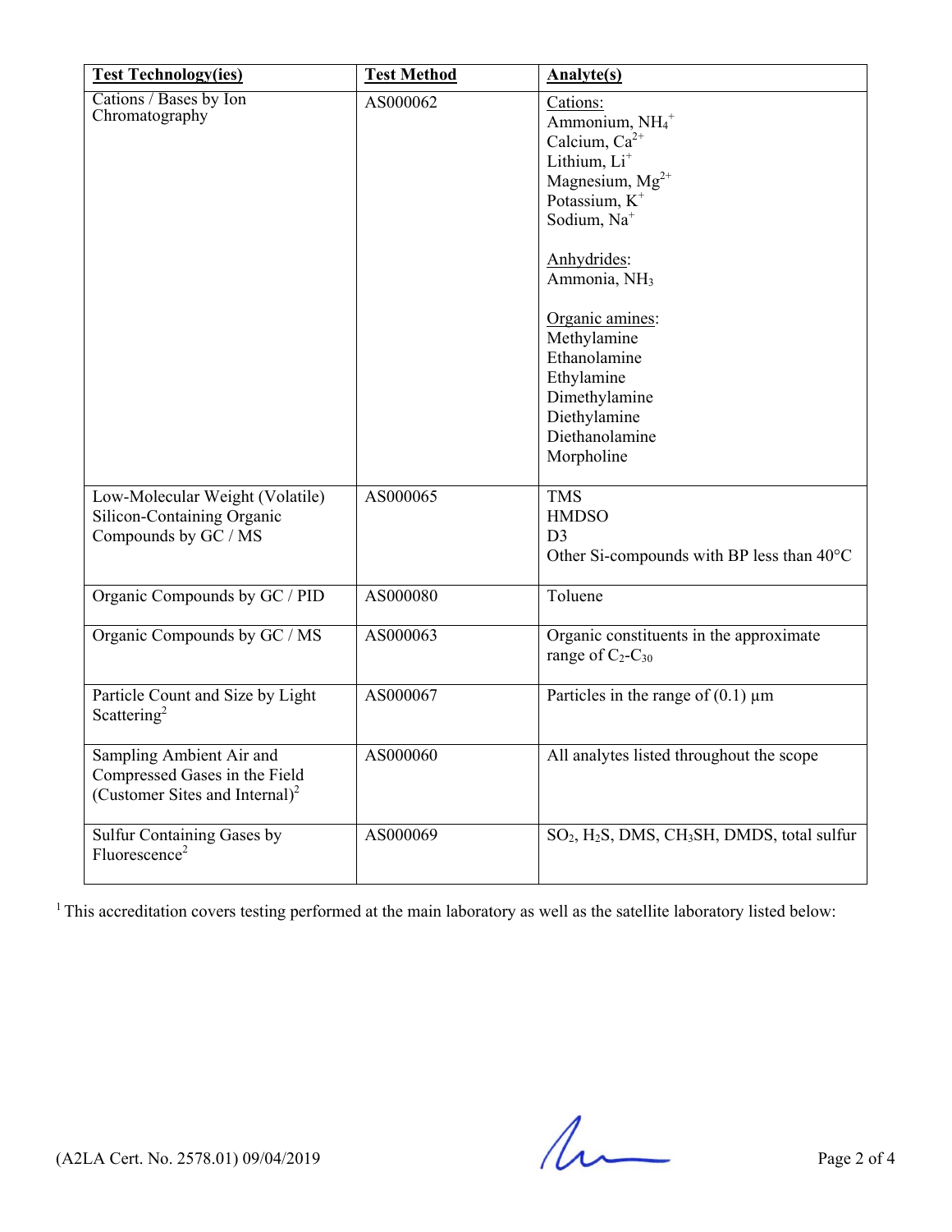| **Test Technology(ies)** | **Test Method** | **Analyte(s)** |
|---|---|---|
| Cations / Bases by Ion Chromatography | AS000062 | Cations:<br>Ammonium, $NH_4^+$<br>Calcium, $Ca^{2+}$<br>Lithium, $Li^+$<br>Magnesium, $Mg^{2+}$<br>Potassium, $K^+$<br>Sodium, $Na^+$<br><br>Anhydrides:<br>Ammonia, $NH_3$<br><br>Organic amines:<br>Methylamine<br>Ethanolamine<br>Ethylamine<br>Dimethylamine<br>Diethylamine<br>Diethanolamine<br>Morpholine |
| Low-Molecular Weight (Volatile) Silicon-Containing Organic Compounds by GC / MS | AS000065 | TMS<br>HMDSO<br>D3<br>Other Si-compounds with BP less than 40°C |
| Organic Compounds by GC / PID | AS000080 | Toluene |
| Organic Compounds by GC / MS | AS000063 | Organic constituents in the approximate range of $C_2$-$C_{30}$ |
| Particle Count and Size by Light Scattering[2] | AS000067 | Particles in the range of (0.1) µm |
| Sampling Ambient Air and Compressed Gases in the Field (Customer Sites and Internal)[2] | AS000060 | All analytes listed throughout the scope |
| Sulfur Containing Gases by Fluorescence[2] | AS000069 | $SO_2$, $H_2S$, DMS, $CH_3SH$, DMDS, total sulfur |

[1] This accreditation covers testing performed at the main laboratory as well as the satellite laboratory listed below:

(A2LA Cert. No. 2578.01) 09/04/2019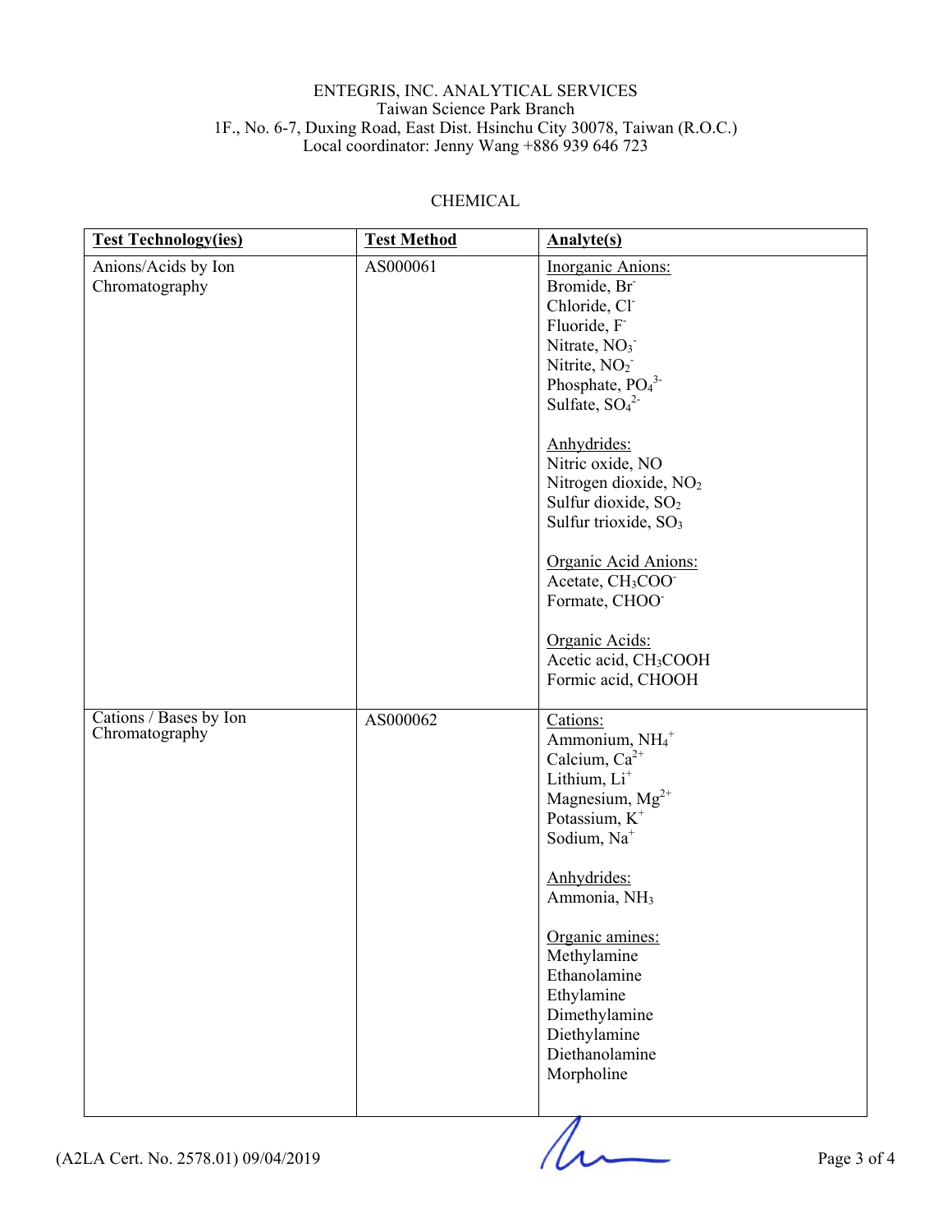ENTEGRIS, INC. ANALYTICAL SERVICES
Taiwan Science Park Branch
1F., No. 6-7, Duxing Road, East Dist. Hsinchu City 30078, Taiwan (R.O.C.)
Local coordinator: Jenny Wang +886 939 646 723

## CHEMICAL

| **Test Technology(ies)** | **Test Method** | **Analyte(s)** |
|---|---|---|
| Anions/Acids by Ion Chromatography | AS000061 | Inorganic Anions:<br>Bromide, $Br^-$<br>Chloride, $Cl^-$<br>Fluoride, $F^-$<br>Nitrate, $NO_3^-$<br>Nitrite, $NO_2^-$<br>Phosphate, $PO_4^{3-}$<br>Sulfate, $SO_4^{2-}$<br><br>Anhydrides:<br>Nitric oxide, NO<br>Nitrogen dioxide, $NO_2$<br>Sulfur dioxide, $SO_2$<br>Sulfur trioxide, $SO_3$<br><br>Organic Acid Anions:<br>Acetate, $CH_3COO^-$<br>Formate, $CHOO^-$<br><br>Organic Acids:<br>Acetic acid, $CH_3COOH$<br>Formic acid, CHOOH |
| Cations / Bases by Ion Chromatography | AS000062 | Cations:<br>Ammonium, $NH_4^+$<br>Calcium, $Ca^{2+}$<br>Lithium, $Li^+$<br>Magnesium, $Mg^{2+}$<br>Potassium, $K^+$<br>Sodium, $Na^+$<br><br>Anhydrides:<br>Ammonia, $NH_3$<br><br>Organic amines:<br>Methylamine<br>Ethanolamine<br>Ethylamine<br>Dimethylamine<br>Diethylamine<br>Diethanolamine<br>Morpholine |

(A2LA Cert. No. 2578.01) 09/04/2019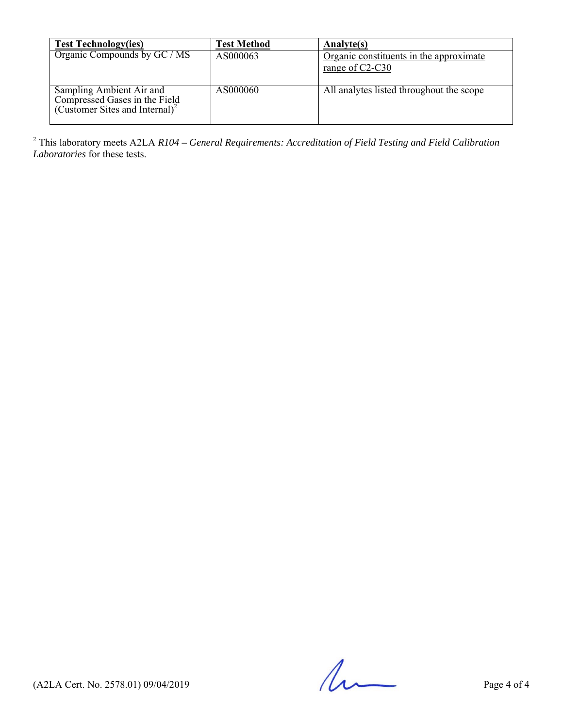| Test Technology(ies) | Test Method | Analyte(s) |
|---|---|---|
| Organic Compounds by GC / MS | AS000063 | Organic constituents in the approximate range of C2-C30 |
| Sampling Ambient Air and Compressed Gases in the Field (Customer Sites and Internal)[2] | AS000060 | All analytes listed throughout the scope |

[2] This laboratory meets A2LA *R104 – General Requirements: Accreditation of Field Testing and Field Calibration Laboratories* for these tests.

(A2LA Cert. No. 2578.01) 09/04/2019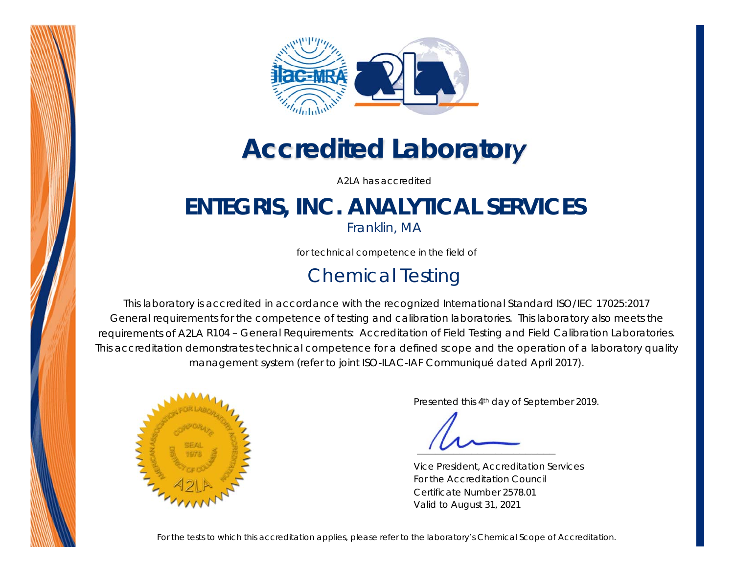# Accredited Laboratory

A2LA has accredited

## ENTEGRIS, INC. ANALYTICAL SERVICES

Franklin, MA

for technical competence in the field of

## Chemical Testing

This laboratory is accredited in accordance with the recognized International Standard ISO/IEC 17025:2017 General requirements for the competence of testing and calibration laboratories. This laboratory also meets the requirements of A2LA R104 – General Requirements: Accreditation of Field Testing and Field Calibration Laboratories. This accreditation demonstrates technical competence for a defined scope and the operation of a laboratory quality management system (refer to joint ISO-ILAC-IAF Communiqué dated April 2017).

Presented this 4th day of September 2019.

Vice President, Accreditation Services
For the Accreditation Council
Certificate Number 2578.01
Valid to August 31, 2021

For the tests to which this accreditation applies, please refer to the laboratory's Chemical Scope of Accreditation.